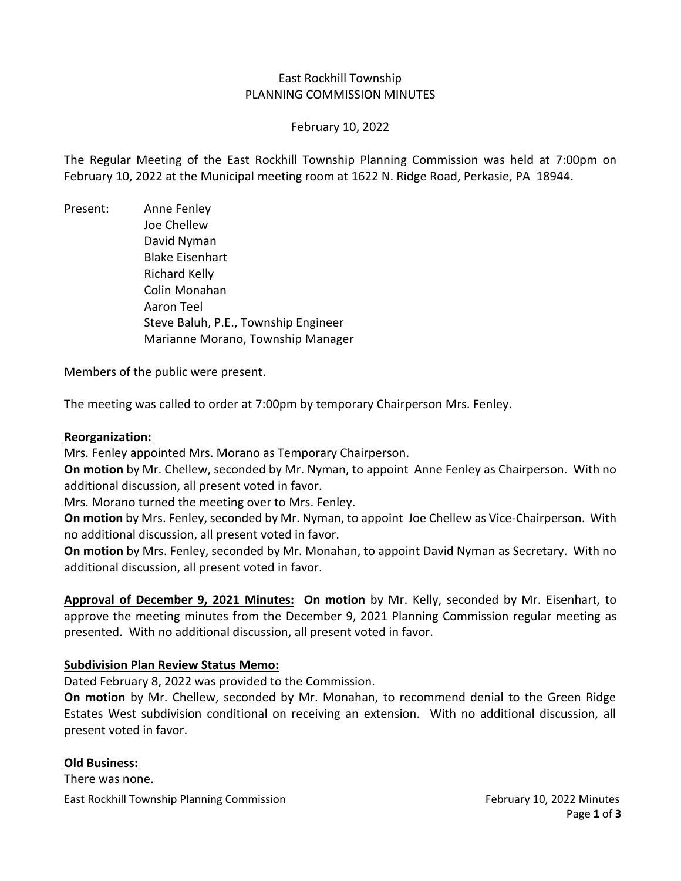# East Rockhill Township
## PLANNING COMMISSION MINUTES

February 10, 2022

The Regular Meeting of the East Rockhill Township Planning Commission was held at 7:00pm on February 10, 2022 at the Municipal meeting room at 1622 N. Ridge Road, Perkasie, PA 18944.

Present:
- Anne Fenley
- Joe Chellew
- David Nyman
- Blake Eisenhart
- Richard Kelly
- Colin Monahan
- Aaron Teel
- Steve Baluh, P.E., Township Engineer
- Marianne Morano, Township Manager

Members of the public were present.

The meeting was called to order at 7:00pm by temporary Chairperson Mrs. Fenley.

**Reorganization:**

Mrs. Fenley appointed Mrs. Morano as Temporary Chairperson.

**On motion** by Mr. Chellew, seconded by Mr. Nyman, to appoint Anne Fenley as Chairperson. With no additional discussion, all present voted in favor.

Mrs. Morano turned the meeting over to Mrs. Fenley.

**On motion** by Mrs. Fenley, seconded by Mr. Nyman, to appoint Joe Chellew as Vice-Chairperson. With no additional discussion, all present voted in favor.

**On motion** by Mrs. Fenley, seconded by Mr. Monahan, to appoint David Nyman as Secretary. With no additional discussion, all present voted in favor.

**Approval of December 9, 2021 Minutes:** **On motion** by Mr. Kelly, seconded by Mr. Eisenhart, to approve the meeting minutes from the December 9, 2021 Planning Commission regular meeting as presented. With no additional discussion, all present voted in favor.

**Subdivision Plan Review Status Memo:**

Dated February 8, 2022 was provided to the Commission.

**On motion** by Mr. Chellew, seconded by Mr. Monahan, to recommend denial to the Green Ridge Estates West subdivision conditional on receiving an extension. With no additional discussion, all present voted in favor.

**Old Business:**

There was none.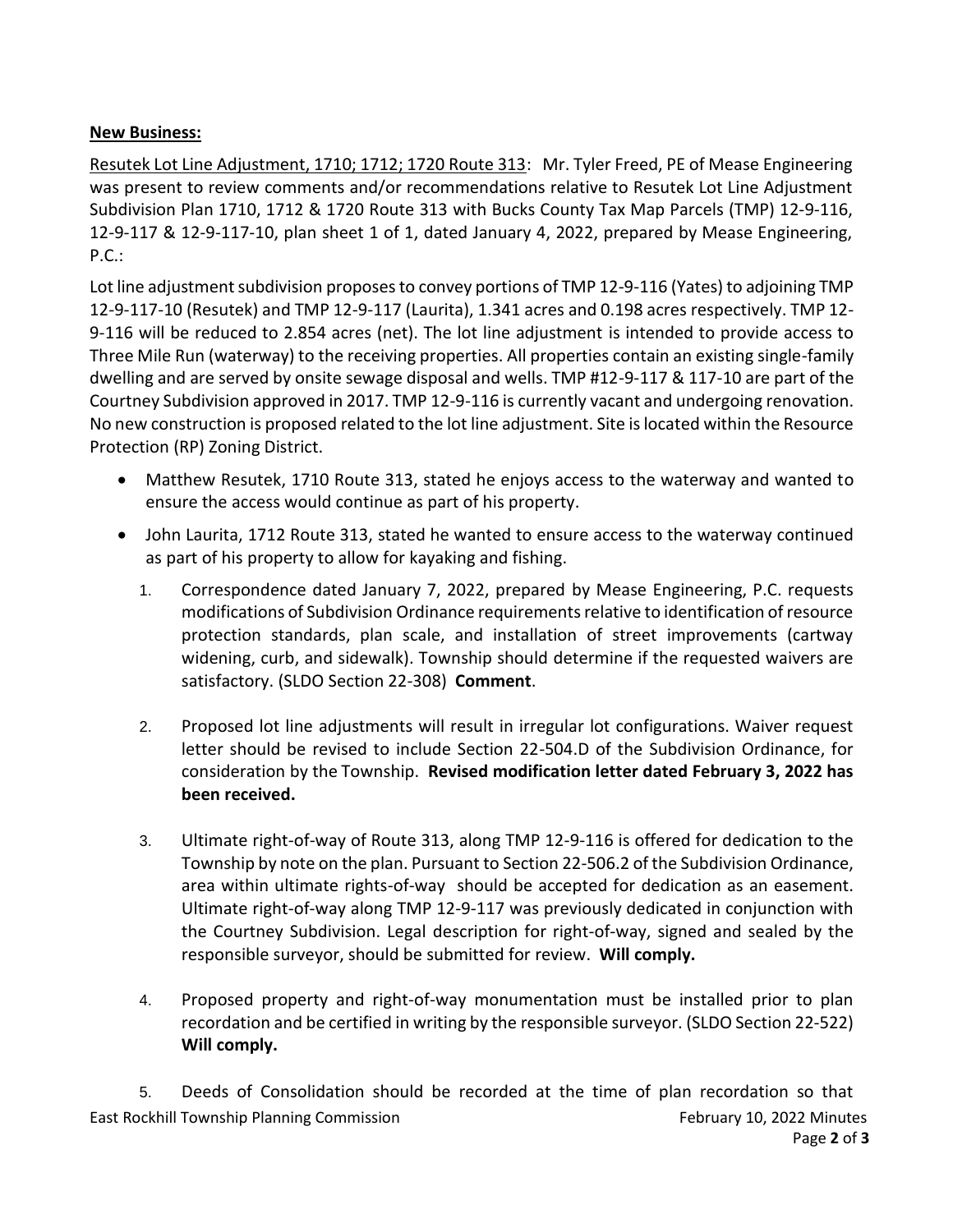**New Business:**

Resutek Lot Line Adjustment, 1710; 1712; 1720 Route 313: Mr. Tyler Freed, PE of Mease Engineering was present to review comments and/or recommendations relative to Resutek Lot Line Adjustment Subdivision Plan 1710, 1712 & 1720 Route 313 with Bucks County Tax Map Parcels (TMP) 12-9-116, 12-9-117 & 12-9-117-10, plan sheet 1 of 1, dated January 4, 2022, prepared by Mease Engineering, P.C.:

Lot line adjustment subdivision proposes to convey portions of TMP 12-9-116 (Yates) to adjoining TMP 12-9-117-10 (Resutek) and TMP 12-9-117 (Laurita), 1.341 acres and 0.198 acres respectively. TMP 12-9-116 will be reduced to 2.854 acres (net). The lot line adjustment is intended to provide access to Three Mile Run (waterway) to the receiving properties. All properties contain an existing single-family dwelling and are served by onsite sewage disposal and wells. TMP #12-9-117 & 117-10 are part of the Courtney Subdivision approved in 2017. TMP 12-9-116 is currently vacant and undergoing renovation. No new construction is proposed related to the lot line adjustment. Site is located within the Resource Protection (RP) Zoning District.

- Matthew Resutek, 1710 Route 313, stated he enjoys access to the waterway and wanted to ensure the access would continue as part of his property.
- John Laurita, 1712 Route 313, stated he wanted to ensure access to the waterway continued as part of his property to allow for kayaking and fishing.

1. Correspondence dated January 7, 2022, prepared by Mease Engineering, P.C. requests modifications of Subdivision Ordinance requirements relative to identification of resource protection standards, plan scale, and installation of street improvements (cartway widening, curb, and sidewalk). Township should determine if the requested waivers are satisfactory. (SLDO Section 22-308) **Comment**.

2. Proposed lot line adjustments will result in irregular lot configurations. Waiver request letter should be revised to include Section 22-504.D of the Subdivision Ordinance, for consideration by the Township. **Revised modification letter dated February 3, 2022 has been received.**

3. Ultimate right-of-way of Route 313, along TMP 12-9-116 is offered for dedication to the Township by note on the plan. Pursuant to Section 22-506.2 of the Subdivision Ordinance, area within ultimate rights-of-way should be accepted for dedication as an easement. Ultimate right-of-way along TMP 12-9-117 was previously dedicated in conjunction with the Courtney Subdivision. Legal description for right-of-way, signed and sealed by the responsible surveyor, should be submitted for review. **Will comply.**

4. Proposed property and right-of-way monumentation must be installed prior to plan recordation and be certified in writing by the responsible surveyor. (SLDO Section 22-522) **Will comply.**

5. Deeds of Consolidation should be recorded at the time of plan recordation so that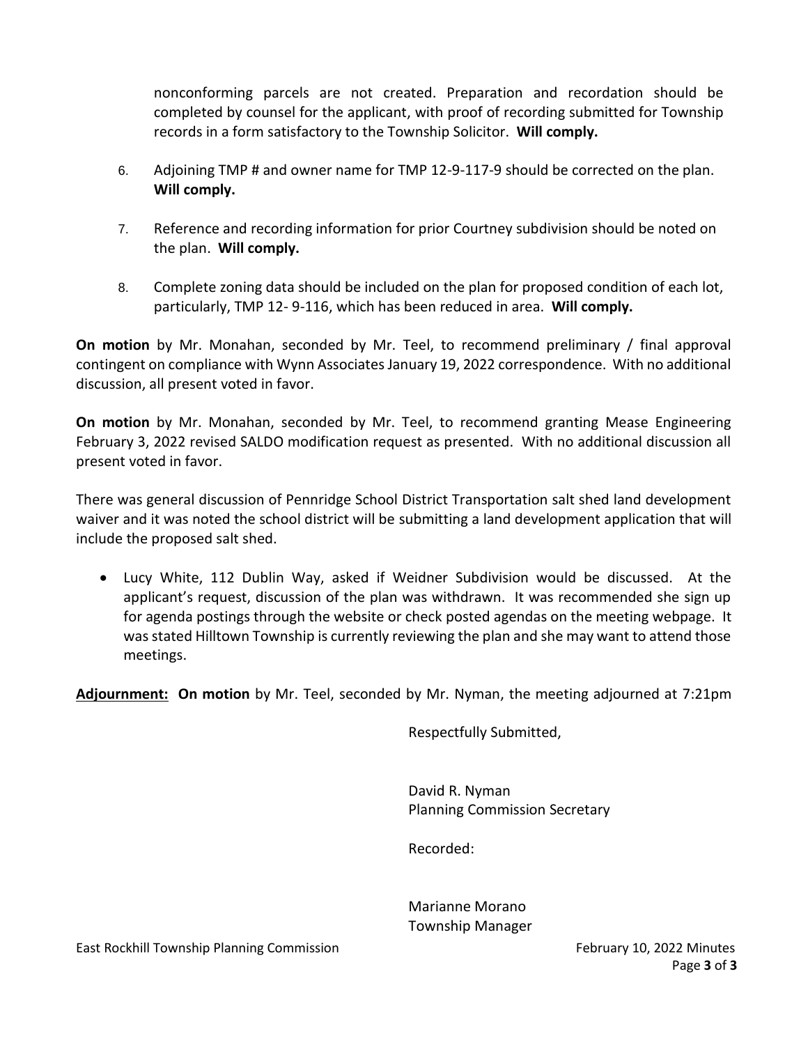nonconforming parcels are not created. Preparation and recordation should be completed by counsel for the applicant, with proof of recording submitted for Township records in a form satisfactory to the Township Solicitor. **Will comply.**

6. Adjoining TMP # and owner name for TMP 12-9-117-9 should be corrected on the plan. **Will comply.**

7. Reference and recording information for prior Courtney subdivision should be noted on the plan. **Will comply.**

8. Complete zoning data should be included on the plan for proposed condition of each lot, particularly, TMP 12- 9-116, which has been reduced in area. **Will comply.**

**On motion** by Mr. Monahan, seconded by Mr. Teel, to recommend preliminary / final approval contingent on compliance with Wynn Associates January 19, 2022 correspondence. With no additional discussion, all present voted in favor.

**On motion** by Mr. Monahan, seconded by Mr. Teel, to recommend granting Mease Engineering February 3, 2022 revised SALDO modification request as presented. With no additional discussion all present voted in favor.

There was general discussion of Pennridge School District Transportation salt shed land development waiver and it was noted the school district will be submitting a land development application that will include the proposed salt shed.

- Lucy White, 112 Dublin Way, asked if Weidner Subdivision would be discussed. At the applicant's request, discussion of the plan was withdrawn. It was recommended she sign up for agenda postings through the website or check posted agendas on the meeting webpage. It was stated Hilltown Township is currently reviewing the plan and she may want to attend those meetings.

**Adjournment:** **On motion** by Mr. Teel, seconded by Mr. Nyman, the meeting adjourned at 7:21pm

Respectfully Submitted,

David R. Nyman
Planning Commission Secretary

Recorded:

Marianne Morano
Township Manager